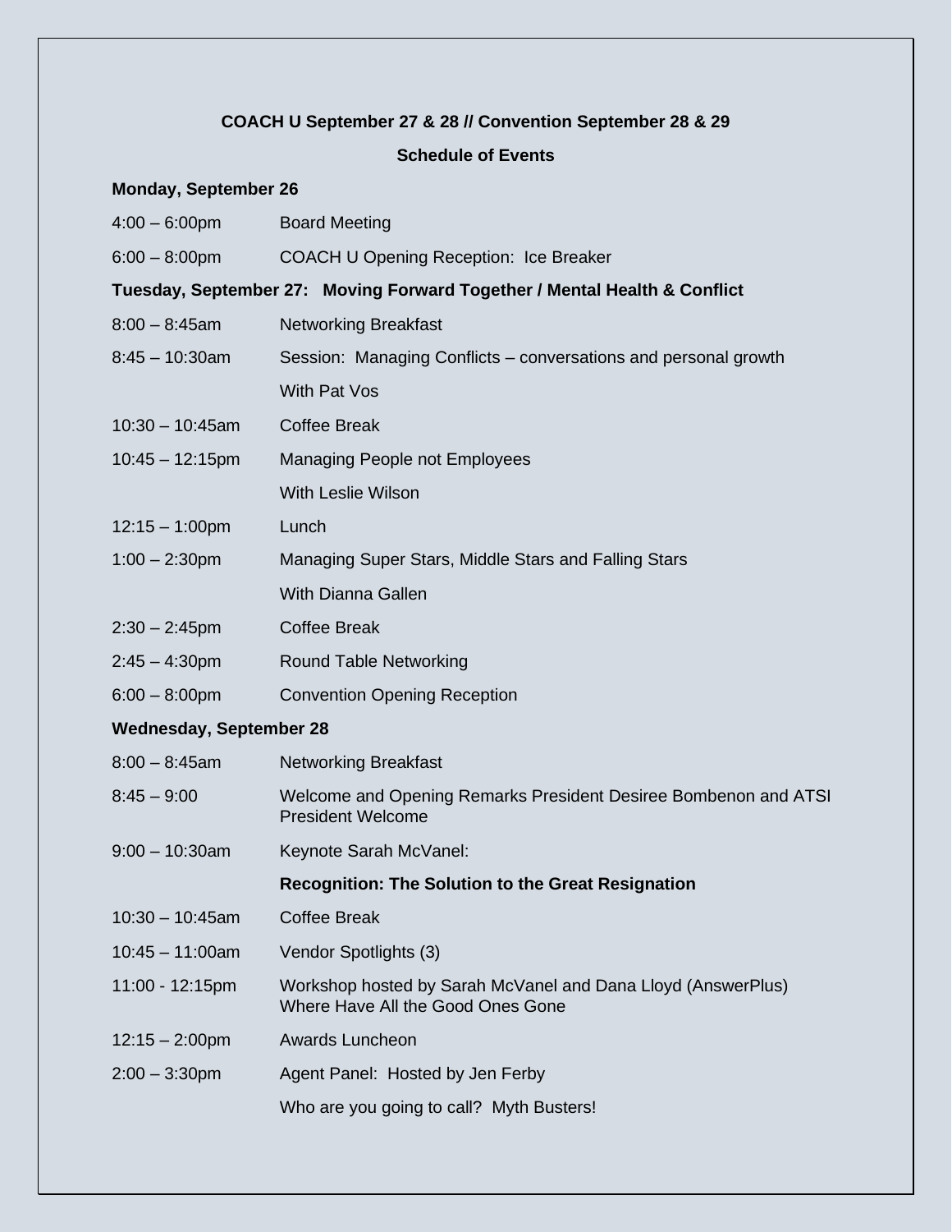**COACH U September 27 & 28 // Convention September 28 & 29**

**Schedule of Events**

**Monday, September 26**

| | |
|---|---|
| 4:00 – 6:00pm | Board Meeting |
| 6:00 – 8:00pm | COACH U Opening Reception: Ice Breaker |

**Tuesday, September 27: Moving Forward Together / Mental Health & Conflict**

| | |
|---|---|
| 8:00 – 8:45am | Networking Breakfast |
| 8:45 – 10:30am | Session: Managing Conflicts – conversations and personal growth |
| | With Pat Vos |
| 10:30 – 10:45am | Coffee Break |
| 10:45 – 12:15pm | Managing People not Employees |
| | With Leslie Wilson |
| 12:15 – 1:00pm | Lunch |
| 1:00 – 2:30pm | Managing Super Stars, Middle Stars and Falling Stars |
| | With Dianna Gallen |
| 2:30 – 2:45pm | Coffee Break |
| 2:45 – 4:30pm | Round Table Networking |
| 6:00 – 8:00pm | Convention Opening Reception |

**Wednesday, September 28**

| | |
|---|---|
| 8:00 – 8:45am | Networking Breakfast |
| 8:45 – 9:00 | Welcome and Opening Remarks President Desiree Bombenon and ATSI President Welcome |
| 9:00 – 10:30am | Keynote Sarah McVanel: |
| | **Recognition: The Solution to the Great Resignation** |
| 10:30 – 10:45am | Coffee Break |
| 10:45 – 11:00am | Vendor Spotlights (3) |
| 11:00 - 12:15pm | Workshop hosted by Sarah McVanel and Dana Lloyd (AnswerPlus) Where Have All the Good Ones Gone |
| 12:15 – 2:00pm | Awards Luncheon |
| 2:00 – 3:30pm | Agent Panel: Hosted by Jen Ferby |
| | Who are you going to call? Myth Busters! |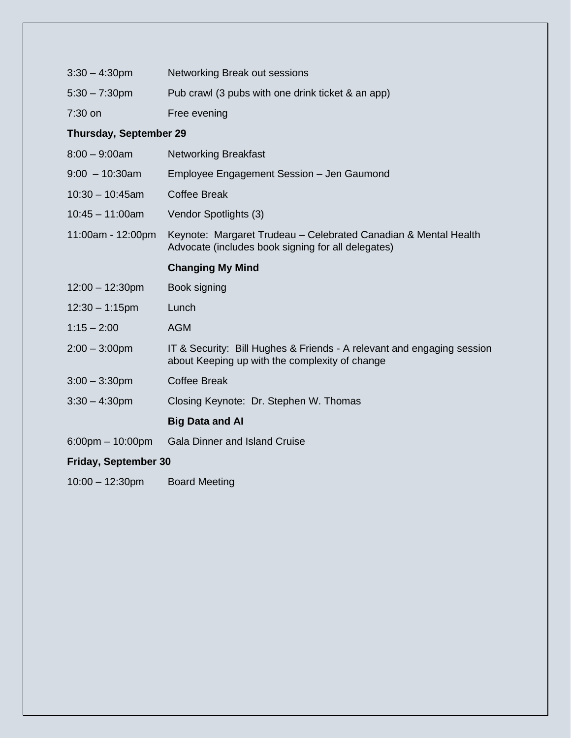| | |
|---|---|
| 3:30 – 4:30pm | Networking Break out sessions |
| 5:30 – 7:30pm | Pub crawl (3 pubs with one drink ticket & an app) |
| 7:30 on | Free evening |

**Thursday, September 29**

| | |
|---|---|
| 8:00 – 9:00am | Networking Breakfast |
| 9:00 – 10:30am | Employee Engagement Session – Jen Gaumond |
| 10:30 – 10:45am | Coffee Break |
| 10:45 – 11:00am | Vendor Spotlights (3) |
| 11:00am - 12:00pm | Keynote: Margaret Trudeau – Celebrated Canadian & Mental Health Advocate (includes book signing for all delegates) |
| | **Changing My Mind** |
| 12:00 – 12:30pm | Book signing |
| 12:30 – 1:15pm | Lunch |
| 1:15 – 2:00 | AGM |
| 2:00 – 3:00pm | IT & Security: Bill Hughes & Friends - A relevant and engaging session about Keeping up with the complexity of change |
| 3:00 – 3:30pm | Coffee Break |
| 3:30 – 4:30pm | Closing Keynote: Dr. Stephen W. Thomas |
| | **Big Data and AI** |
| 6:00pm – 10:00pm | Gala Dinner and Island Cruise |

**Friday, September 30**

| | |
|---|---|
| 10:00 – 12:30pm | Board Meeting |